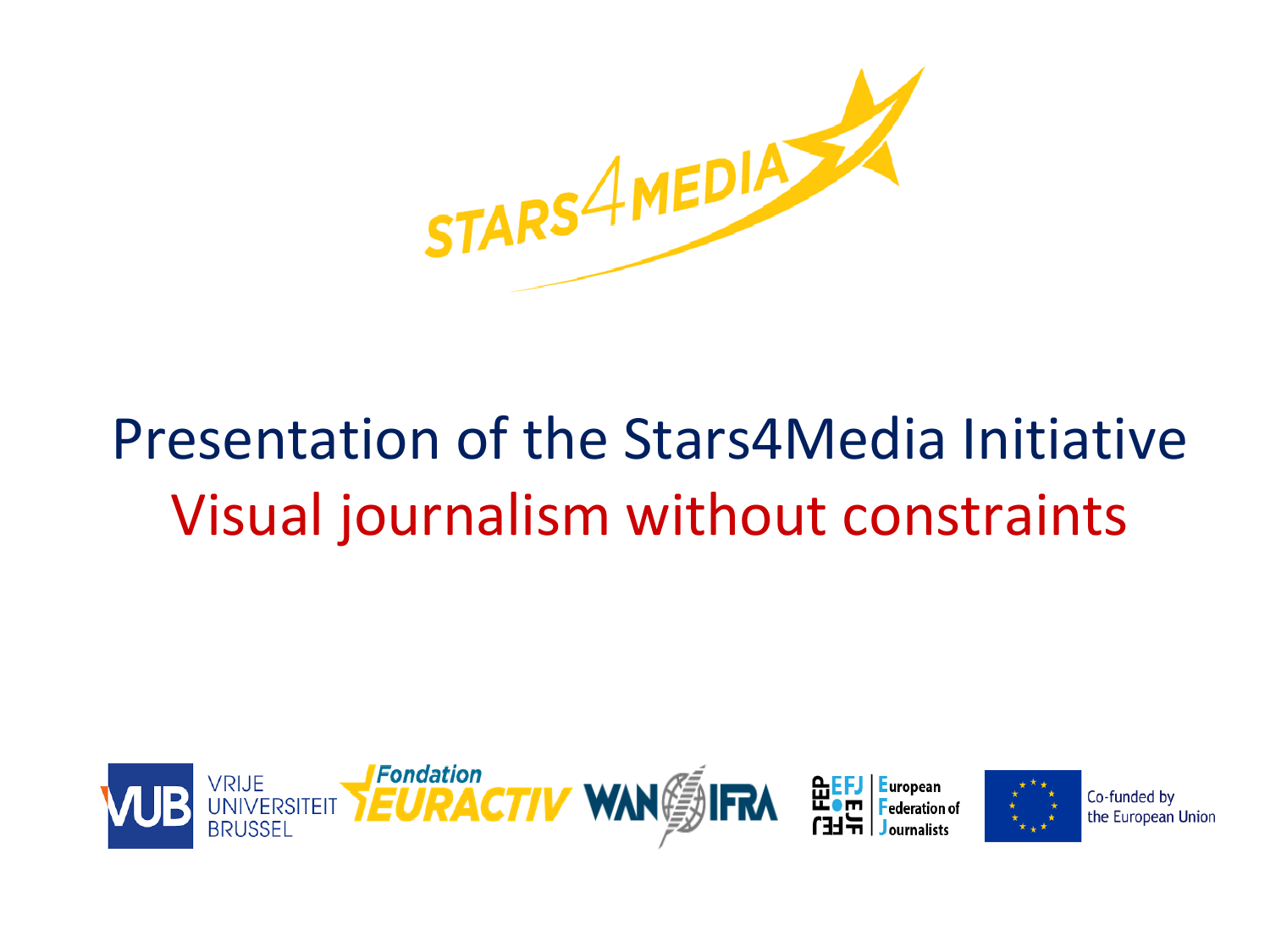STARS4MEDIA

# Presentation of the Stars4Media Initiative

## Visual journalism without constraints

VRIJE UNIVERSITEIT BRUSSEL

Fondation EURACTIV

WAN IFRA

European Federation of Journalists

Co-funded by the European Union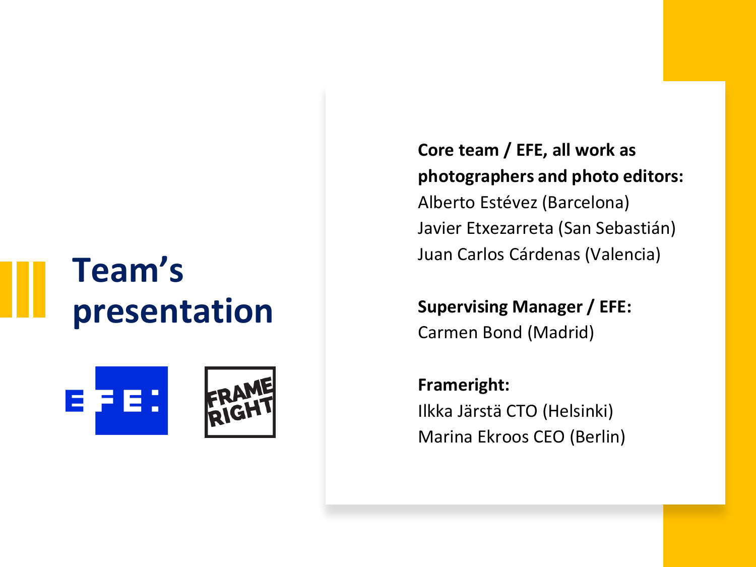# Team's presentation

**Core team / EFE, all work as photographers and photo editors:**
Alberto Estévez (Barcelona)
Javier Etxezarreta (San Sebastián)
Juan Carlos Cárdenas (Valencia)

**Supervising Manager / EFE:**
Carmen Bond (Madrid)

**Frameright:**
Ilkka Järstä CTO (Helsinki)
Marina Ekroos CEO (Berlin)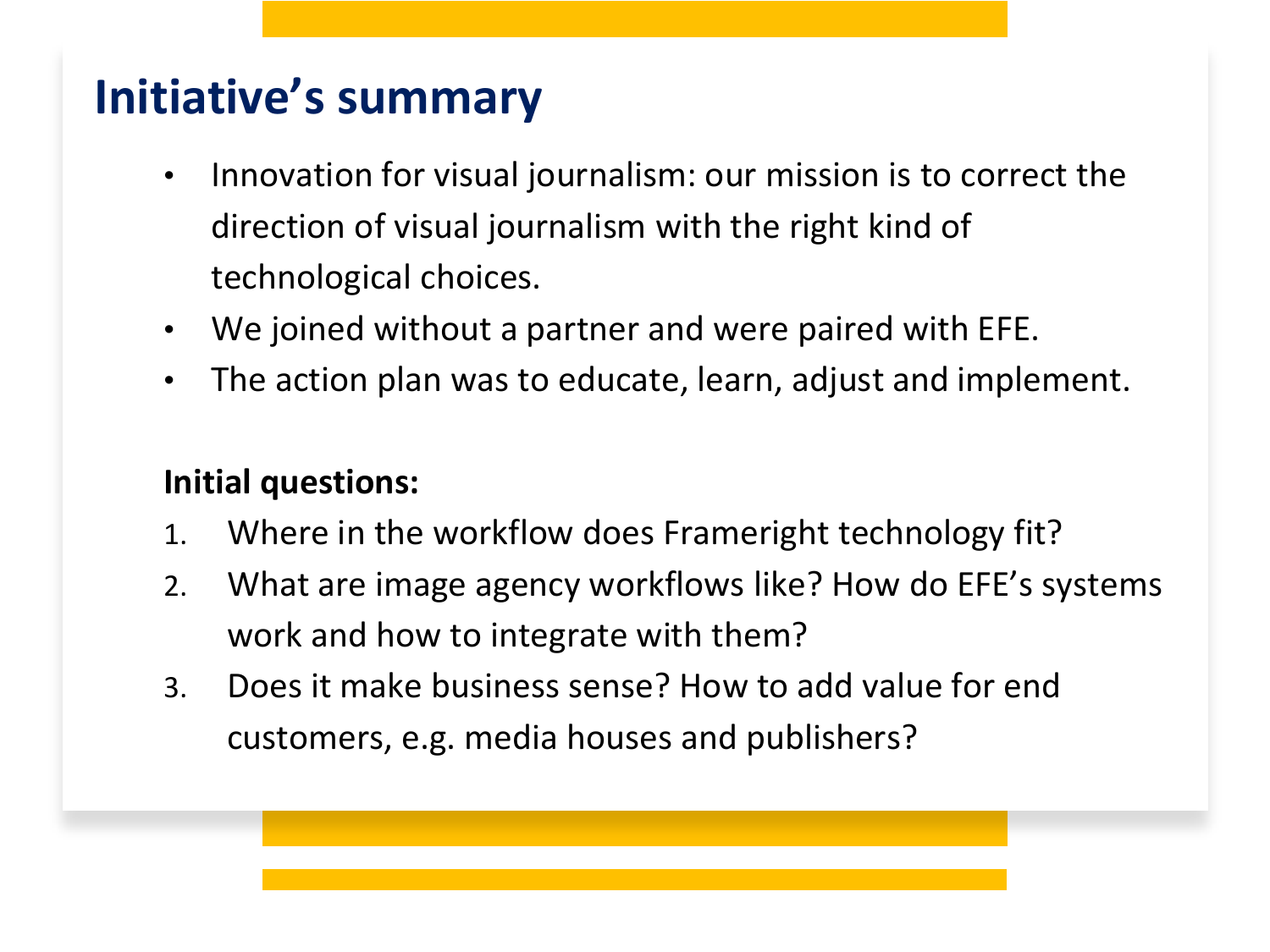# Initiative's summary

- Innovation for visual journalism: our mission is to correct the direction of visual journalism with the right kind of technological choices.
- We joined without a partner and were paired with EFE.
- The action plan was to educate, learn, adjust and implement.

**Initial questions:**

1. Where in the workflow does Frameright technology fit?
2. What are image agency workflows like? How do EFE's systems work and how to integrate with them?
3. Does it make business sense? How to add value for end customers, e.g. media houses and publishers?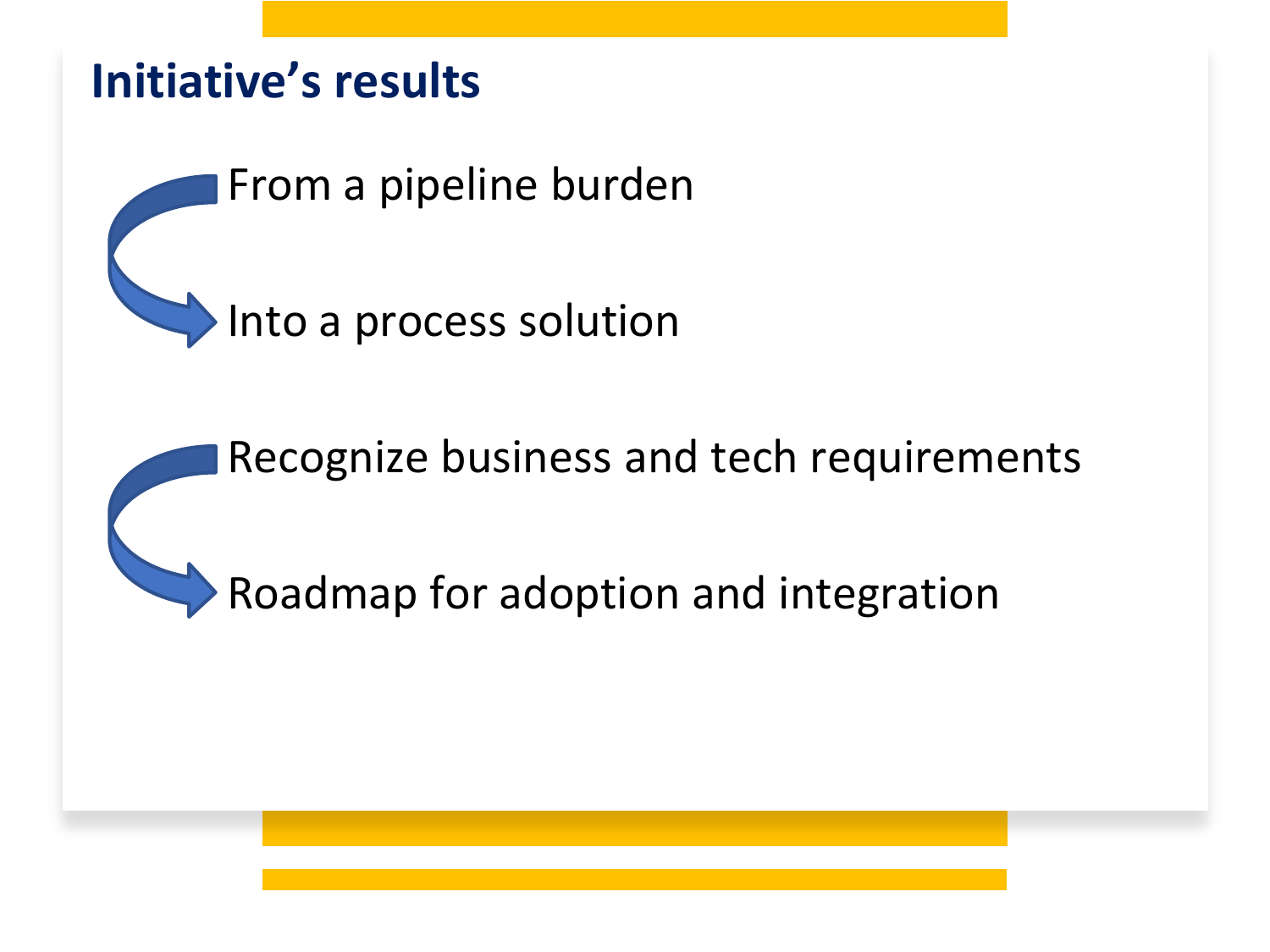# Initiative's results

From a pipeline burden

Into a process solution

Recognize business and tech requirements

Roadmap for adoption and integration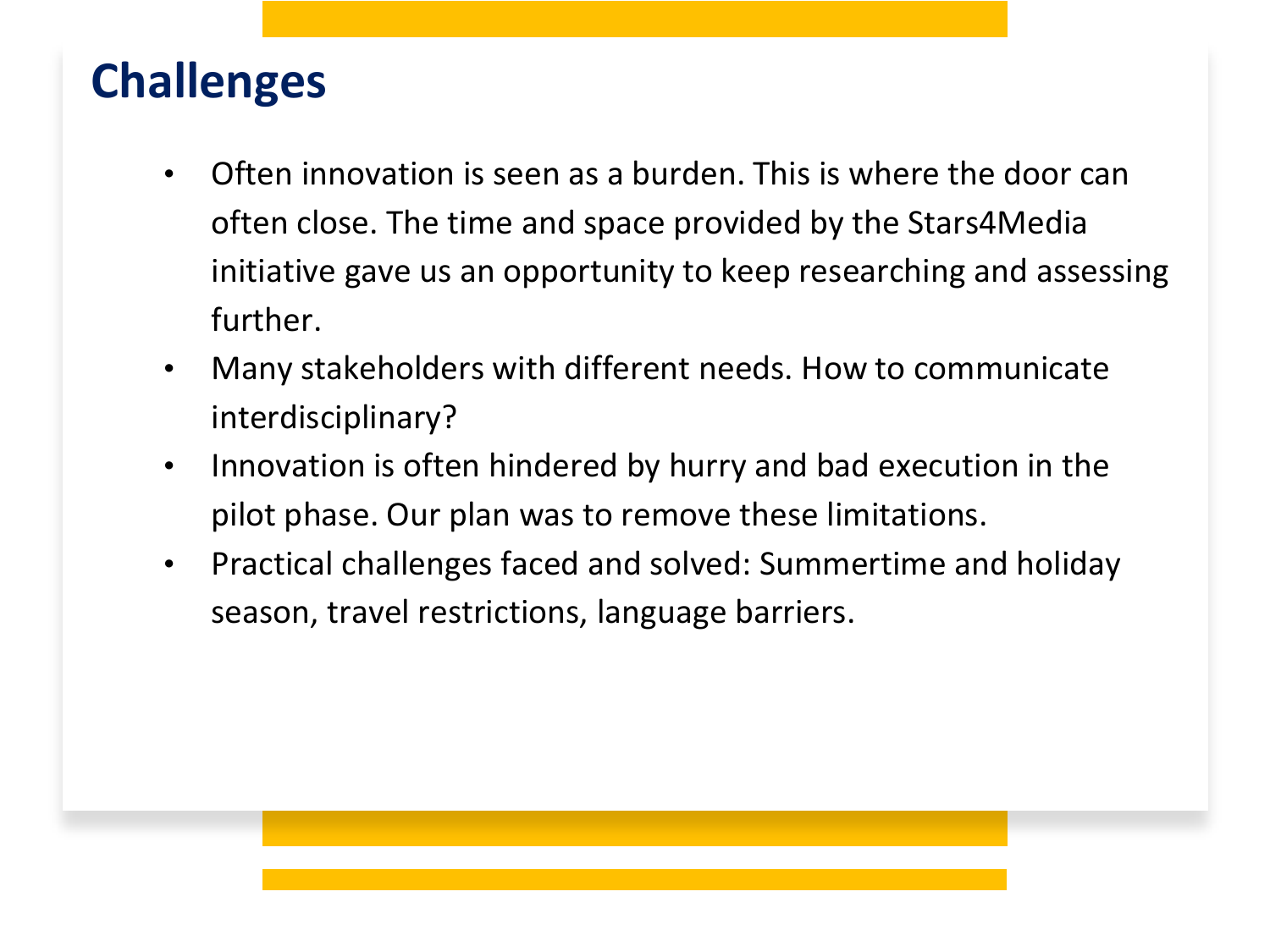# Challenges

- Often innovation is seen as a burden. This is where the door can often close. The time and space provided by the Stars4Media initiative gave us an opportunity to keep researching and assessing further.
- Many stakeholders with different needs. How to communicate interdisciplinary?
- Innovation is often hindered by hurry and bad execution in the pilot phase. Our plan was to remove these limitations.
- Practical challenges faced and solved: Summertime and holiday season, travel restrictions, language barriers.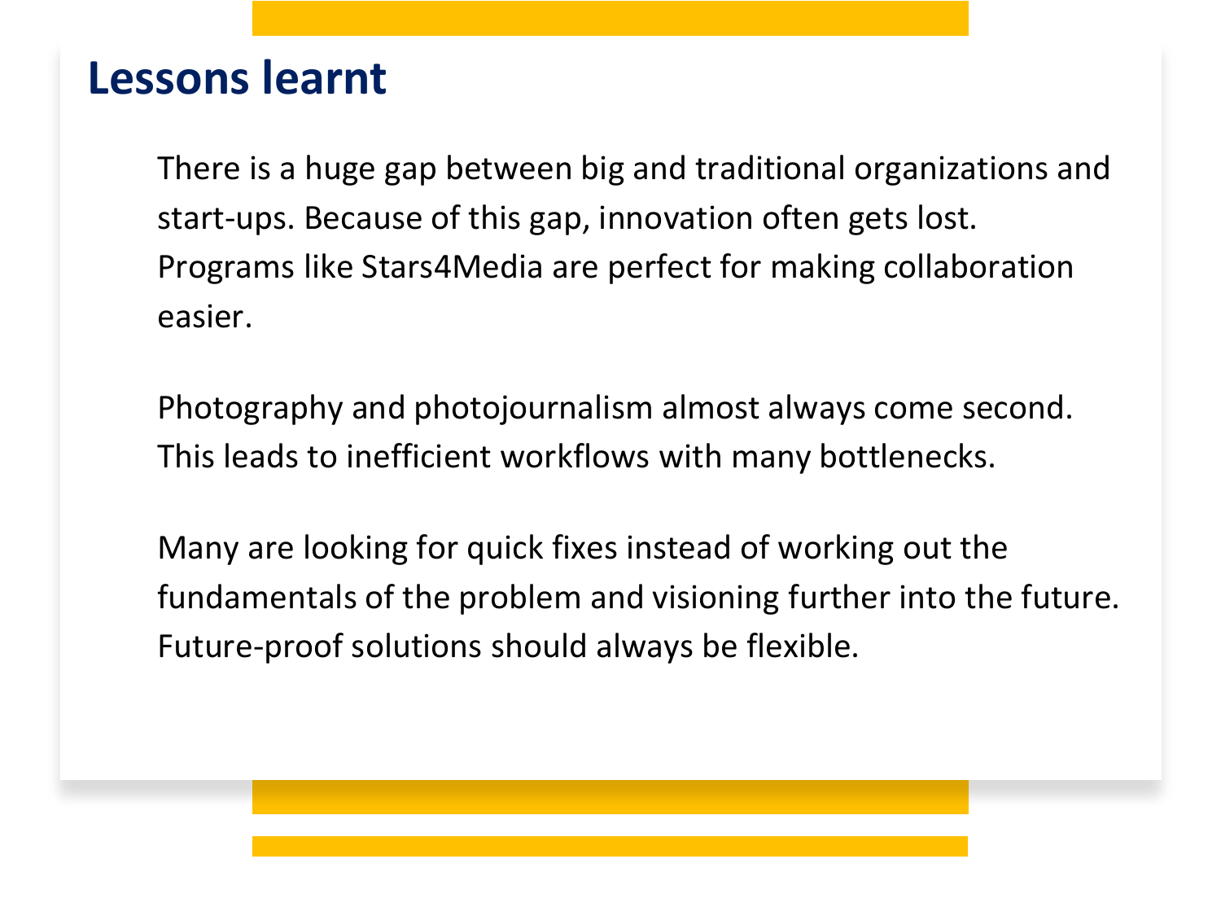## Lessons learnt

There is a huge gap between big and traditional organizations and start-ups. Because of this gap, innovation often gets lost. Programs like Stars4Media are perfect for making collaboration easier.

Photography and photojournalism almost always come second. This leads to inefficient workflows with many bottlenecks.

Many are looking for quick fixes instead of working out the fundamentals of the problem and visioning further into the future. Future-proof solutions should always be flexible.